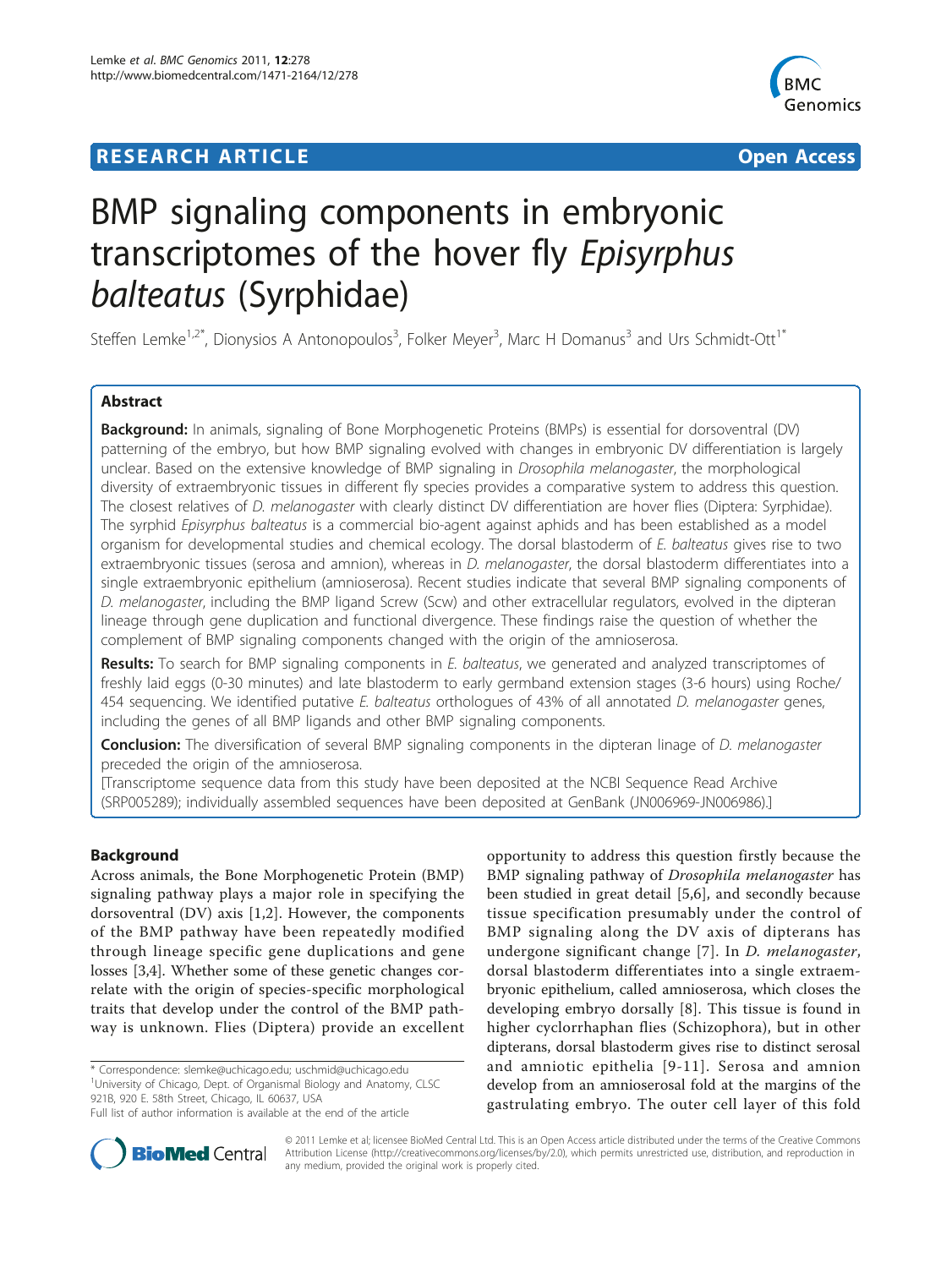**RESEARCH ARTICLE** **Open Access**

# BMP signaling components in embryonic transcriptomes of the hover fly *Episyrphus balteatus* (Syrphidae)

Steffen Lemke[1,2*], Dionysios A Antonopoulos[3], Folker Meyer[3], Marc H Domanus[3] and Urs Schmidt-Ott[1*]

## Abstract

**Background:** In animals, signaling of Bone Morphogenetic Proteins (BMPs) is essential for dorsoventral (DV) patterning of the embryo, but how BMP signaling evolved with changes in embryonic DV differentiation is largely unclear. Based on the extensive knowledge of BMP signaling in *Drosophila melanogaster*, the morphological diversity of extraembryonic tissues in different fly species provides a comparative system to address this question. The closest relatives of *D. melanogaster* with clearly distinct DV differentiation are hover flies (Diptera: Syrphidae). The syrphid *Episyrphus balteatus* is a commercial bio-agent against aphids and has been established as a model organism for developmental studies and chemical ecology. The dorsal blastoderm of *E. balteatus* gives rise to two extraembryonic tissues (serosa and amnion), whereas in *D. melanogaster*, the dorsal blastoderm differentiates into a single extraembryonic epithelium (amnioserosa). Recent studies indicate that several BMP signaling components of *D. melanogaster*, including the BMP ligand Screw (Scw) and other extracellular regulators, evolved in the dipteran lineage through gene duplication and functional divergence. These findings raise the question of whether the complement of BMP signaling components changed with the origin of the amnioserosa.

**Results:** To search for BMP signaling components in *E. balteatus*, we generated and analyzed transcriptomes of freshly laid eggs (0-30 minutes) and late blastoderm to early germband extension stages (3-6 hours) using Roche/454 sequencing. We identified putative *E. balteatus* orthologues of 43% of all annotated *D. melanogaster* genes, including the genes of all BMP ligands and other BMP signaling components.

**Conclusion:** The diversification of several BMP signaling components in the dipteran linage of *D. melanogaster* preceded the origin of the amnioserosa.

[Transcriptome sequence data from this study have been deposited at the NCBI Sequence Read Archive (SRP005289); individually assembled sequences have been deposited at GenBank (JN006969-JN006986).]

## Background

Across animals, the Bone Morphogenetic Protein (BMP) signaling pathway plays a major role in specifying the dorsoventral (DV) axis [1,2]. However, the components of the BMP pathway have been repeatedly modified through lineage specific gene duplications and gene losses [3,4]. Whether some of these genetic changes correlate with the origin of species-specific morphological traits that develop under the control of the BMP pathway is unknown. Flies (Diptera) provide an excellent opportunity to address this question firstly because the BMP signaling pathway of *Drosophila melanogaster* has been studied in great detail [5,6], and secondly because tissue specification presumably under the control of BMP signaling along the DV axis of dipterans has undergone significant change [7]. In *D. melanogaster*, dorsal blastoderm differentiates into a single extraembryonic epithelium, called amnioserosa, which closes the developing embryo dorsally [8]. This tissue is found in higher cyclorrhaphan flies (Schizophora), but in other dipterans, dorsal blastoderm gives rise to distinct serosal and amniotic epithelia [9-11]. Serosa and amnion develop from an amnioserosal fold at the margins of the gastrulating embryo. The outer cell layer of this fold

\* Correspondence: slemke@uchicago.edu; uschmid@uchicago.edu
[1]University of Chicago, Dept. of Organismal Biology and Anatomy, CLSC 921B, 920 E. 58th Street, Chicago, IL 60637, USA
Full list of author information is available at the end of the article

© 2011 Lemke et al; licensee BioMed Central Ltd. This is an Open Access article distributed under the terms of the Creative Commons Attribution License (http://creativecommons.org/licenses/by/2.0), which permits unrestricted use, distribution, and reproduction in any medium, provided the original work is properly cited.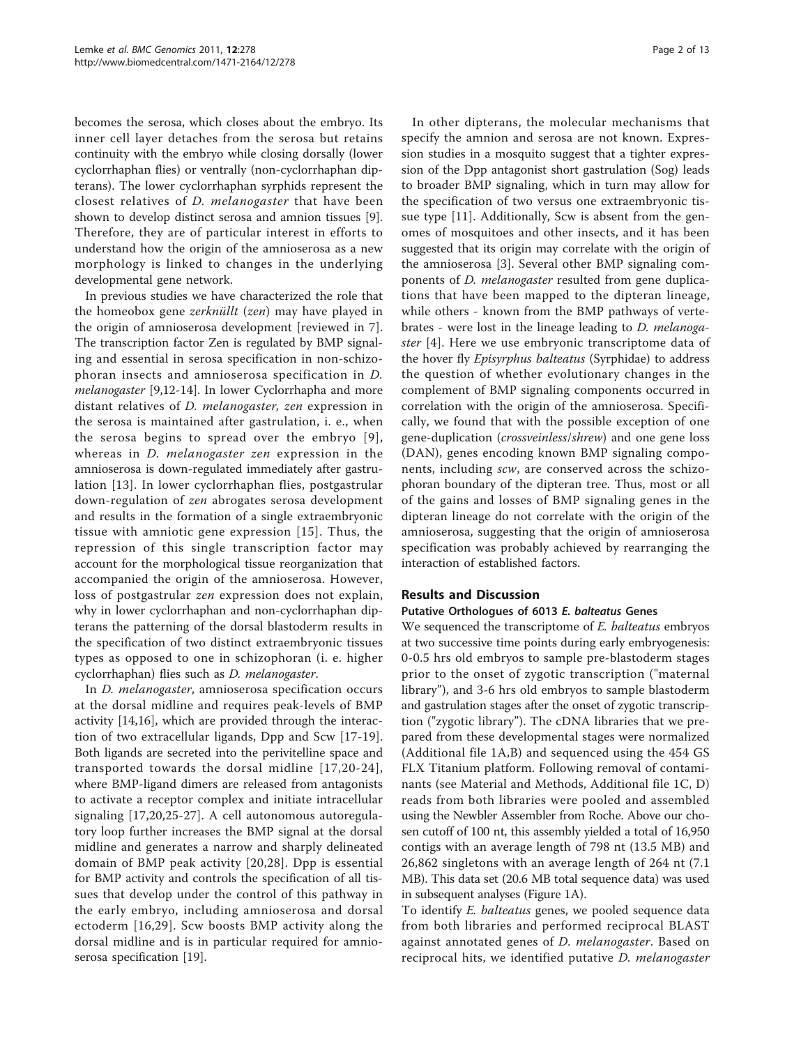becomes the serosa, which closes about the embryo. Its inner cell layer detaches from the serosa but retains continuity with the embryo while closing dorsally (lower cyclorrhaphan flies) or ventrally (non-cyclorrhaphan dipterans). The lower cyclorrhaphan syrphids represent the closest relatives of *D. melanogaster* that have been shown to develop distinct serosa and amnion tissues [9]. Therefore, they are of particular interest in efforts to understand how the origin of the amnioserosa as a new morphology is linked to changes in the underlying developmental gene network.

In previous studies we have characterized the role that the homeobox gene *zerknüllt* (*zen*) may have played in the origin of amnioserosa development [reviewed in 7]. The transcription factor Zen is regulated by BMP signaling and essential in serosa specification in non-schizophoran insects and amnioserosa specification in *D. melanogaster* [9,12-14]. In lower Cyclorrhapha and more distant relatives of *D. melanogaster*, *zen* expression in the serosa is maintained after gastrulation, i. e., when the serosa begins to spread over the embryo [9], whereas in *D. melanogaster zen* expression in the amnioserosa is down-regulated immediately after gastrulation [13]. In lower cyclorrhaphan flies, postgastrular down-regulation of *zen* abrogates serosa development and results in the formation of a single extraembryonic tissue with amniotic gene expression [15]. Thus, the repression of this single transcription factor may account for the morphological tissue reorganization that accompanied the origin of the amnioserosa. However, loss of postgastrular *zen* expression does not explain, why in lower cyclorrhaphan and non-cyclorrhaphan dipterans the patterning of the dorsal blastoderm results in the specification of two distinct extraembryonic tissues types as opposed to one in schizophoran (i. e. higher cyclorrhaphan) flies such as *D. melanogaster*.

In *D. melanogaster*, amnioserosa specification occurs at the dorsal midline and requires peak-levels of BMP activity [14,16], which are provided through the interaction of two extracellular ligands, Dpp and Scw [17-19]. Both ligands are secreted into the perivitelline space and transported towards the dorsal midline [17,20-24], where BMP-ligand dimers are released from antagonists to activate a receptor complex and initiate intracellular signaling [17,20,25-27]. A cell autonomous autoregulatory loop further increases the BMP signal at the dorsal midline and generates a narrow and sharply delineated domain of BMP peak activity [20,28]. Dpp is essential for BMP activity and controls the specification of all tissues that develop under the control of this pathway in the early embryo, including amnioserosa and dorsal ectoderm [16,29]. Scw boosts BMP activity along the dorsal midline and is in particular required for amnioserosa specification [19].

In other dipterans, the molecular mechanisms that specify the amnion and serosa are not known. Expression studies in a mosquito suggest that a tighter expression of the Dpp antagonist short gastrulation (Sog) leads to broader BMP signaling, which in turn may allow for the specification of two versus one extraembryonic tissue type [11]. Additionally, Scw is absent from the genomes of mosquitoes and other insects, and it has been suggested that its origin may correlate with the origin of the amnioserosa [3]. Several other BMP signaling components of *D. melanogaster* resulted from gene duplications that have been mapped to the dipteran lineage, while others - known from the BMP pathways of vertebrates - were lost in the lineage leading to *D. melanogaster* [4]. Here we use embryonic transcriptome data of the hover fly *Episyrphus balteatus* (Syrphidae) to address the question of whether evolutionary changes in the complement of BMP signaling components occurred in correlation with the origin of the amnioserosa. Specifically, we found that with the possible exception of one gene-duplication (*crossveinless*/*shrew*) and one gene loss (DAN), genes encoding known BMP signaling components, including *scw*, are conserved across the schizophoran boundary of the dipteran tree. Thus, most or all of the gains and losses of BMP signaling genes in the dipteran lineage do not correlate with the origin of the amnioserosa, suggesting that the origin of amnioserosa specification was probably achieved by rearranging the interaction of established factors.

## Results and Discussion

### Putative Orthologues of 6013 *E. balteatus* Genes

We sequenced the transcriptome of *E. balteatus* embryos at two successive time points during early embryogenesis: 0-0.5 hrs old embryos to sample pre-blastoderm stages prior to the onset of zygotic transcription ("maternal library"), and 3-6 hrs old embryos to sample blastoderm and gastrulation stages after the onset of zygotic transcription ("zygotic library"). The cDNA libraries that we prepared from these developmental stages were normalized (Additional file 1A,B) and sequenced using the 454 GS FLX Titanium platform. Following removal of contaminants (see Material and Methods, Additional file 1C, D) reads from both libraries were pooled and assembled using the Newbler Assembler from Roche. Above our chosen cutoff of 100 nt, this assembly yielded a total of 16,950 contigs with an average length of 798 nt (13.5 MB) and 26,862 singletons with an average length of 264 nt (7.1 MB). This data set (20.6 MB total sequence data) was used in subsequent analyses (Figure 1A).

To identify *E. balteatus* genes, we pooled sequence data from both libraries and performed reciprocal BLAST against annotated genes of *D. melanogaster*. Based on reciprocal hits, we identified putative *D. melanogaster*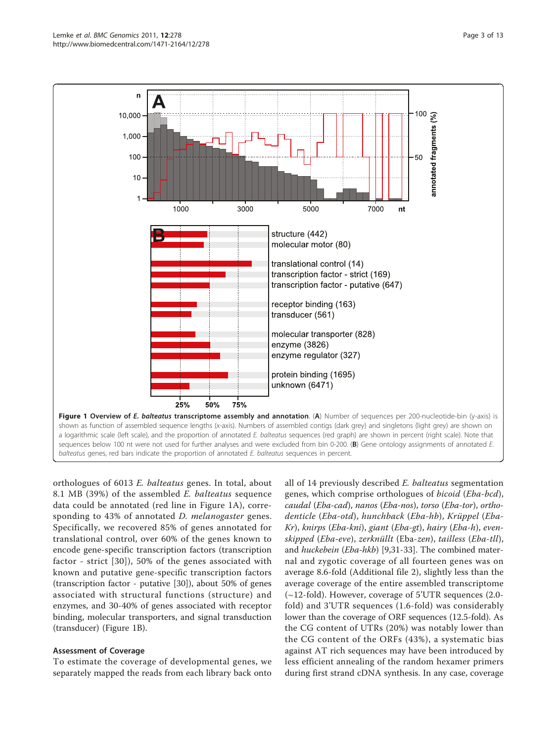A

n

10,000

1,000

100

10

1

1000

3000

5000

7000

nt

100

50

annotated fragments (%)

B

structure (442)

molecular motor (80)

translational control (14)

transcription factor - strict (169)

transcription factor - putative (647)

receptor binding (163)

transducer (561)

molecular transporter (828)

enzyme (3826)

enzyme regulator (327)

protein binding (1695)

unknown (6471)

25%

50%

75%

**Figure 1 Overview of *E. balteatus* transcriptome assembly and annotation**. (**A**) Number of sequences per 200-nucleotide-bin (y-axis) is shown as function of assembled sequence lengths (x-axis). Numbers of assembled contigs (dark grey) and singletons (light grey) are shown on a logarithmic scale (left scale), and the proportion of annotated *E. balteatus* sequences (red graph) are shown in percent (right scale). Note that sequences below 100 nt were not used for further analyses and were excluded from bin 0-200. (**B**) Gene ontology assignments of annotated *E. balteatus* genes, red bars indicate the proportion of annotated *E. balteatus* sequences in percent.

orthologues of 6013 *E. balteatus* genes. In total, about 8.1 MB (39%) of the assembled *E. balteatus* sequence data could be annotated (red line in Figure 1A), corresponding to 43% of annotated *D. melanogaster* genes. Specifically, we recovered 85% of genes annotated for translational control, over 60% of the genes known to encode gene-specific transcription factors (transcription factor - strict [30]), 50% of the genes associated with known and putative gene-specific transcription factors (transcription factor - putative [30]), about 50% of genes associated with structural functions (structure) and enzymes, and 30-40% of genes associated with receptor binding, molecular transporters, and signal transduction (transducer) (Figure 1B).

### Assessment of Coverage

To estimate the coverage of developmental genes, we separately mapped the reads from each library back onto all of 14 previously described *E. balteatus* segmentation genes, which comprise orthologues of *bicoid* (*Eba-bcd*), *caudal* (*Eba-cad*), *nanos* (*Eba-nos*), *torso* (*Eba-tor*), *orthodenticle* (*Eba-otd*), *hunchback* (*Eba-hb*), *Krüppel* (*Eba-Kr*), *knirps* (*Eba-kni*), *giant* (*Eba-gt*), *hairy* (*Eba-h*), *even-skipped* (*Eba-eve*), *zerknüllt* (Eba-*zen*), *tailless* (*Eba-tll*), and *huckebein* (*Eba-hkb*) [9,31-33]. The combined maternal and zygotic coverage of all fourteen genes was on average 8.6-fold (Additional file 2), slightly less than the average coverage of the entire assembled transcriptome (~12-fold). However, coverage of 5'UTR sequences (2.0-fold) and 3'UTR sequences (1.6-fold) was considerably lower than the coverage of ORF sequences (12.5-fold). As the CG content of UTRs (20%) was notably lower than the CG content of the ORFs (43%), a systematic bias against AT rich sequences may have been introduced by less efficient annealing of the random hexamer primers during first strand cDNA synthesis. In any case, coverage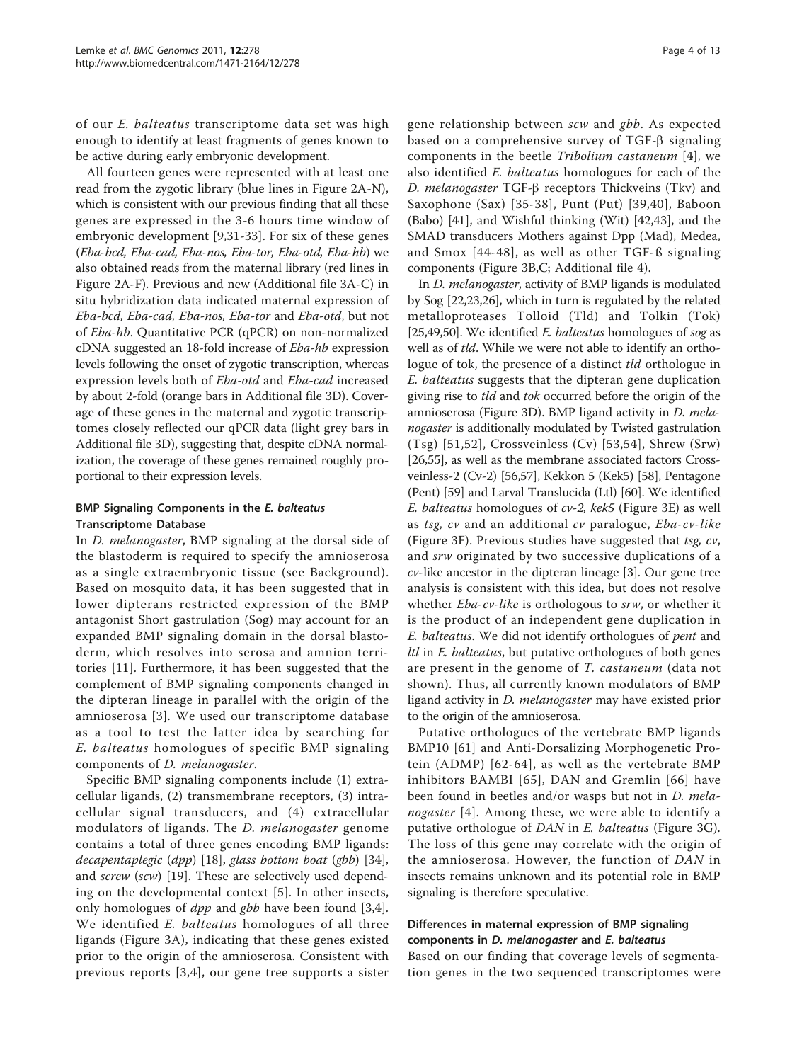of our *E. balteatus* transcriptome data set was high enough to identify at least fragments of genes known to be active during early embryonic development.

All fourteen genes were represented with at least one read from the zygotic library (blue lines in Figure 2A-N), which is consistent with our previous finding that all these genes are expressed in the 3-6 hours time window of embryonic development [9,31-33]. For six of these genes (*Eba-bcd, Eba-cad, Eba-nos, Eba-tor, Eba-otd, Eba-hb*) we also obtained reads from the maternal library (red lines in Figure 2A-F). Previous and new (Additional file 3A-C) in situ hybridization data indicated maternal expression of *Eba-bcd, Eba-cad, Eba-nos, Eba-tor* and *Eba-otd*, but not of *Eba-hb*. Quantitative PCR (qPCR) on non-normalized cDNA suggested an 18-fold increase of *Eba-hb* expression levels following the onset of zygotic transcription, whereas expression levels both of *Eba-otd* and *Eba-cad* increased by about 2-fold (orange bars in Additional file 3D). Coverage of these genes in the maternal and zygotic transcriptomes closely reflected our qPCR data (light grey bars in Additional file 3D), suggesting that, despite cDNA normalization, the coverage of these genes remained roughly proportional to their expression levels.

### BMP Signaling Components in the *E. balteatus* Transcriptome Database

In *D. melanogaster*, BMP signaling at the dorsal side of the blastoderm is required to specify the amnioserosa as a single extraembryonic tissue (see Background). Based on mosquito data, it has been suggested that in lower dipterans restricted expression of the BMP antagonist Short gastrulation (Sog) may account for an expanded BMP signaling domain in the dorsal blastoderm, which resolves into serosa and amnion territories [11]. Furthermore, it has been suggested that the complement of BMP signaling components changed in the dipteran lineage in parallel with the origin of the amnioserosa [3]. We used our transcriptome database as a tool to test the latter idea by searching for *E. balteatus* homologues of specific BMP signaling components of *D. melanogaster*.

Specific BMP signaling components include (1) extracellular ligands, (2) transmembrane receptors, (3) intracellular signal transducers, and (4) extracellular modulators of ligands. The *D. melanogaster* genome contains a total of three genes encoding BMP ligands: *decapentaplegic* (*dpp*) [18], *glass bottom boat* (*gbb*) [34], and *screw* (*scw*) [19]. These are selectively used depending on the developmental context [5]. In other insects, only homologues of *dpp* and *gbb* have been found [3,4]. We identified *E. balteatus* homologues of all three ligands (Figure 3A), indicating that these genes existed prior to the origin of the amnioserosa. Consistent with previous reports [3,4], our gene tree supports a sister gene relationship between *scw* and *gbb*. As expected based on a comprehensive survey of TGF-β signaling components in the beetle *Tribolium castaneum* [4], we also identified *E. balteatus* homologues for each of the *D. melanogaster* TGF-β receptors Thickveins (Tkv) and Saxophone (Sax) [35-38], Punt (Put) [39,40], Baboon (Babo) [41], and Wishful thinking (Wit) [42,43], and the SMAD transducers Mothers against Dpp (Mad), Medea, and Smox [44-48], as well as other TGF-ß signaling components (Figure 3B,C; Additional file 4).

In *D. melanogaster*, activity of BMP ligands is modulated by Sog [22,23,26], which in turn is regulated by the related metalloproteases Tolloid (Tld) and Tolkin (Tok) [25,49,50]. We identified *E. balteatus* homologues of *sog* as well as of *tld*. While we were not able to identify an orthologue of tok, the presence of a distinct *tld* orthologue in *E. balteatus* suggests that the dipteran gene duplication giving rise to *tld* and *tok* occurred before the origin of the amnioserosa (Figure 3D). BMP ligand activity in *D. melanogaster* is additionally modulated by Twisted gastrulation (Tsg) [51,52], Crossveinless (Cv) [53,54], Shrew (Srw) [26,55], as well as the membrane associated factors Crossveinless-2 (Cv-2) [56,57], Kekkon 5 (Kek5) [58], Pentagone (Pent) [59] and Larval Translucida (Ltl) [60]. We identified *E. balteatus* homologues of *cv-2, kek5* (Figure 3E) as well as *tsg, cv* and an additional *cv* paralogue, *Eba-cv-like* (Figure 3F). Previous studies have suggested that *tsg, cv*, and *srw* originated by two successive duplications of a *cv*-like ancestor in the dipteran lineage [3]. Our gene tree analysis is consistent with this idea, but does not resolve whether *Eba-cv-like* is orthologous to *srw*, or whether it is the product of an independent gene duplication in *E. balteatus*. We did not identify orthologues of *pent* and *ltl* in *E. balteatus*, but putative orthologues of both genes are present in the genome of *T. castaneum* (data not shown). Thus, all currently known modulators of BMP ligand activity in *D. melanogaster* may have existed prior to the origin of the amnioserosa.

Putative orthologues of the vertebrate BMP ligands BMP10 [61] and Anti-Dorsalizing Morphogenetic Protein (ADMP) [62-64], as well as the vertebrate BMP inhibitors BAMBI [65], DAN and Gremlin [66] have been found in beetles and/or wasps but not in *D. melanogaster* [4]. Among these, we were able to identify a putative orthologue of *DAN* in *E. balteatus* (Figure 3G). The loss of this gene may correlate with the origin of the amnioserosa. However, the function of *DAN* in insects remains unknown and its potential role in BMP signaling is therefore speculative.

### Differences in maternal expression of BMP signaling components in *D. melanogaster* and *E. balteatus*

Based on our finding that coverage levels of segmentation genes in the two sequenced transcriptomes were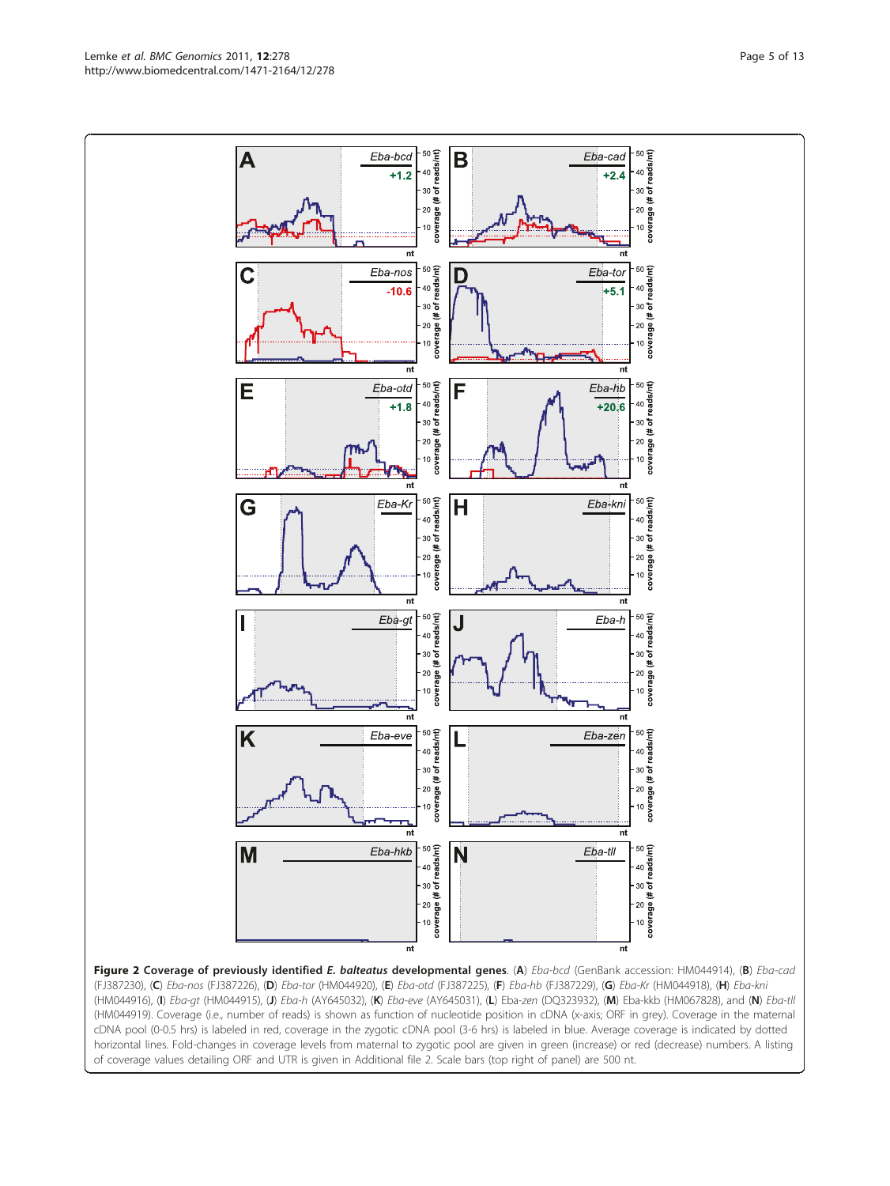A Eba-bcd +1.2

B Eba-cad +2.4

C Eba-nos -10.6

D Eba-tor +5.1

E Eba-otd +1.8

F Eba-hb +20.6

G Eba-Kr

H Eba-kni

I Eba-gt

J Eba-h

K Eba-eve

L Eba-zen

M Eba-hkb

N Eba-tll

nt

coverage (# of reads/nt)

10 20 30 40 50

**Figure 2 Coverage of previously identified *E. balteatus* developmental genes**. (**A**) *Eba-bcd* (GenBank accession: HM044914), (**B**) *Eba-cad* (FJ387230), (**C**) *Eba-nos* (FJ387226), (**D**) *Eba-tor* (HM044920), (**E**) *Eba-otd* (FJ387225), (**F**) *Eba-hb* (FJ387229), (**G**) *Eba-Kr* (HM044918), (**H**) *Eba-kni* (HM044916), (**I**) *Eba-gt* (HM044915), (**J**) *Eba-h* (AY645032), (**K**) *Eba-eve* (AY645031), (**L**) Eba-*zen* (DQ323932), (**M**) Eba-kkb (HM067828), and (**N**) *Eba-tll* (HM044919). Coverage (i.e., number of reads) is shown as function of nucleotide position in cDNA (x-axis; ORF in grey). Coverage in the maternal cDNA pool (0-0.5 hrs) is labeled in red, coverage in the zygotic cDNA pool (3-6 hrs) is labeled in blue. Average coverage is indicated by dotted horizontal lines. Fold-changes in coverage levels from maternal to zygotic pool are given in green (increase) or red (decrease) numbers. A listing of coverage values detailing ORF and UTR is given in Additional file 2. Scale bars (top right of panel) are 500 nt.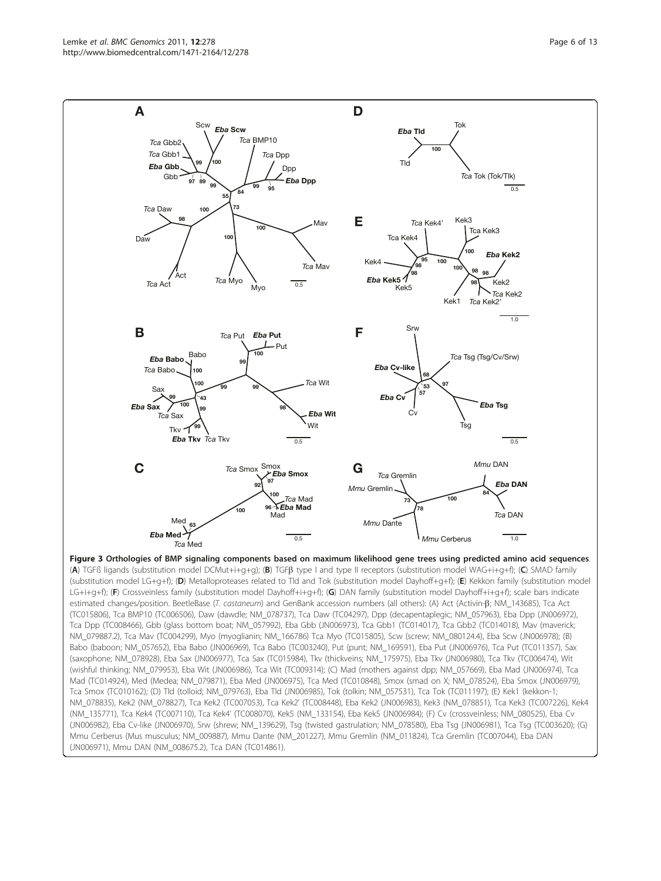A

Scw
*Eba* Scw
*Tca* BMP10
*Tca* Gbb2
*Tca* Gbb1
*Tca* Dpp
*Eba* Gbb
Dpp
Gbb
*Eba* Dpp
99
100
97
89
99
99
95
84
55
*Tca* Daw
100
73
98
100
Mav
Daw
100
*Tca* Mav
Act
*Tca* Act
*Tca* Myo
Myo
0.5

D

*Eba* Tld
Tok
100
Tld
*Tca* Tok (Tok/Tlk)
0.5

E

*Tca* Kek4'
Kek3
*Tca* Kek3
*Tca* Kek4
100
*Eba* Kek2
Kek4
95
100
98
100
98
98
*Eba* Kek5
98
98
Kek2
Kek5
*Tca* Kek2
Kek1
*Tca* Kek2'
1.0

B

*Tca* Put
*Eba* Put
Put
Babo
100
*Eba* Babo
99
*Tca* Babo
100
100
99
99
*Tca* Wit
Sax
99
43
100
*Eba* Sax
99
98
*Eba* Wit
*Tca* Sax
Tkv
99
Wit
*Eba* Tkv
*Tca* Tkv
0.5

F

Srw
*Tca* Tsg (Tsg/Cv/Srw)
*Eba* Cv-like
68
53
97
57
*Eba* Cv
*Eba* Tsg
Cv
Tsg
0.5

C

*Tca* Smox
Smox
*Eba* Smox
97
92
100
*Tca* Mad
96
*Eba* Mad
100
Mad
Med
63
*Eba* Med
*Tca* Med
0.5

G

*Mmu* DAN
*Tca* Gremlin
*Eba* DAN
*Mmu* Gremlin
84
100
73
78
*Tca* DAN
*Mmu* Dante
*Mmu* Cerberus
1.0

**Figure 3 Orthologies of BMP signaling components based on maximum likelihood gene trees using predicted amino acid sequences**. (**A**) TGFß ligands (substitution model DCMut+i+g+g); (**B**) TGFβ type I and type II receptors (substitution model WAG+i+g+f); (**C**) SMAD family (substitution model LG+g+f); (**D**) Metalloproteases related to Tld and Tok (substitution model Dayhoff+g+f); (**E**) Kekkon family (substitution model LG+i+g+f); (**F**) Crossveinless family (substitution model Dayhoff+i+g+f); (**G**) DAN family (substitution model Dayhoff+i+g+f); scale bars indicate estimated changes/position. BeetleBase (*T. castaneum*) and GenBank accession numbers (all others): (A) Act (Activin-β; NM_143685), Tca Act (TC015806), Tca BMP10 (TC006506), Daw (dawdle; NM_078737), Tca Daw (TC04297), Dpp (decapentaplegic; NM_057963), Eba Dpp (JN006972), Tca Dpp (TC008466), Gbb (glass bottom boat; NM_057992), Eba Gbb (JN006973), Tca Gbb1 (TC014017), Tca Gbb2 (TC014018), Mav (maverick; NM_079887.2), Tca Mav (TC004299), Myo (myoglianin; NM_166786) Tca Myo (TC015805), Scw (screw; NM_080124.4), Eba Scw (JN006978); (B) Babo (baboon; NM_057652), Eba Babo (JN006969), Tca Babo (TC003240), Put (punt; NM_169591), Eba Put (JN006976), Tca Put (TC011357), Sax (saxophone; NM_078928), Eba Sax (JN006977), Tca Sax (TC015984), Tkv (thickveins; NM_175975), Eba Tkv (JN006980), Tca Tkv (TC006474), Wit (wishful thinking; NM_079953), Eba Wit (JN006986), Tca Wit (TC009314); (C) Mad (mothers against dpp; NM_057669), Eba Mad (JN006974), Tca Mad (TC014924), Med (Medea; NM_079871), Eba Med (JN006975), Tca Med (TC010848), Smox (smad on X; NM_078524), Eba Smox (JN006979), Tca Smox (TC010162); (D) Tld (tolloid; NM_079763), Eba Tld (JN006985), Tok (tolkin; NM_057531), Tca Tok (TC011197); (E) Kek1 (kekkon-1; NM_078835), Kek2 (NM_078827), Tca Kek2 (TC007053), Tca Kek2' (TC008448), Eba Kek2 (JN006983), Kek3 (NM_078851), Tca Kek3 (TC007226), Kek4 (NM_135771), Tca Kek4 (TC007110), Tca Kek4' (TC008070), Kek5 (NM_133154), Eba Kek5 (JN006984); (F) Cv (crossveinless; NM_080525), Eba Cv (JN006982), Eba Cv-like (JN006970), Srw (shrew; NM_139629), Tsg (twisted gastrulation; NM_078580), Eba Tsg (JN006981), Tca Tsg (TC003620); (G) Mmu Cerberus (Mus musculus; NM_009887), Mmu Dante (NM_201227), Mmu Gremlin (NM_011824), Tca Gremlin (TC007044), Eba DAN (JN006971), Mmu DAN (NM_008675.2), Tca DAN (TC014861).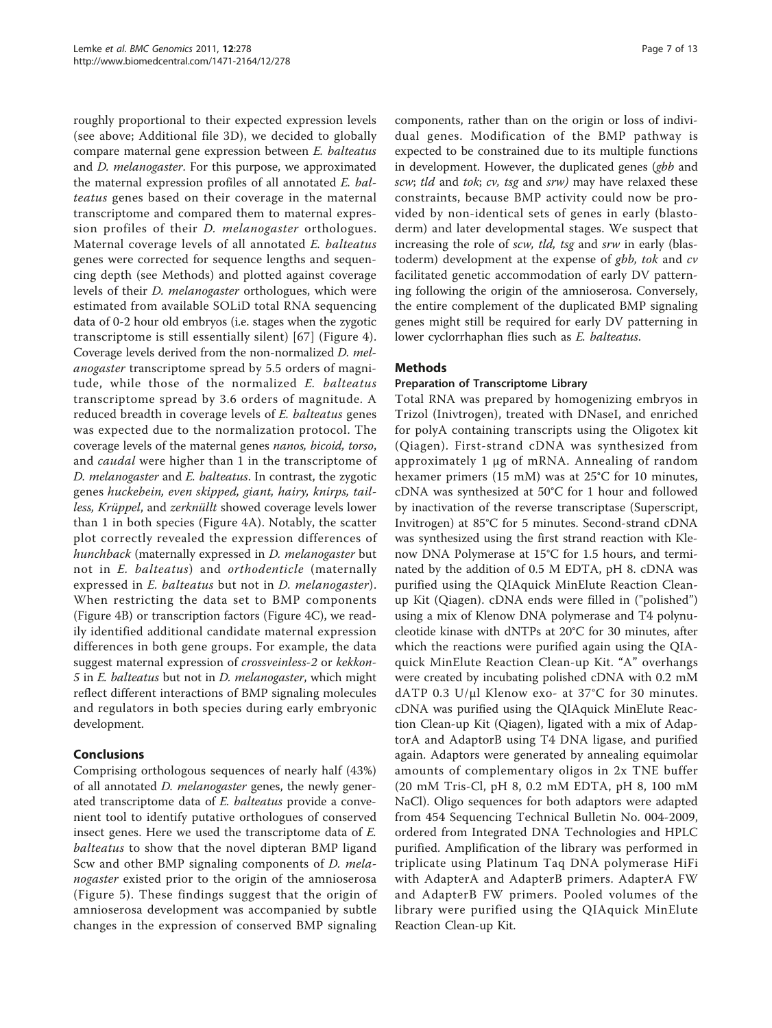roughly proportional to their expected expression levels (see above; Additional file 3D), we decided to globally compare maternal gene expression between *E. balteatus* and *D. melanogaster*. For this purpose, we approximated the maternal expression profiles of all annotated *E. balteatus* genes based on their coverage in the maternal transcriptome and compared them to maternal expression profiles of their *D. melanogaster* orthologues. Maternal coverage levels of all annotated *E. balteatus* genes were corrected for sequence lengths and sequencing depth (see Methods) and plotted against coverage levels of their *D. melanogaster* orthologues, which were estimated from available SOLiD total RNA sequencing data of 0-2 hour old embryos (i.e. stages when the zygotic transcriptome is still essentially silent) [67] (Figure 4). Coverage levels derived from the non-normalized *D. melanogaster* transcriptome spread by 5.5 orders of magnitude, while those of the normalized *E. balteatus* transcriptome spread by 3.6 orders of magnitude. A reduced breadth in coverage levels of *E. balteatus* genes was expected due to the normalization protocol. The coverage levels of the maternal genes *nanos, bicoid, torso*, and *caudal* were higher than 1 in the transcriptome of *D. melanogaster* and *E. balteatus*. In contrast, the zygotic genes *huckebein, even skipped, giant, hairy, knirps, tailless, Krüppel*, and *zerknüllt* showed coverage levels lower than 1 in both species (Figure 4A). Notably, the scatter plot correctly revealed the expression differences of *hunchback* (maternally expressed in *D. melanogaster* but not in *E. balteatus*) and *orthodenticle* (maternally expressed in *E. balteatus* but not in *D. melanogaster*). When restricting the data set to BMP components (Figure 4B) or transcription factors (Figure 4C), we readily identified additional candidate maternal expression differences in both gene groups. For example, the data suggest maternal expression of *crossveinless-2* or *kekkon-5* in *E. balteatus* but not in *D. melanogaster*, which might reflect different interactions of BMP signaling molecules and regulators in both species during early embryonic development.

## Conclusions

Comprising orthologous sequences of nearly half (43%) of all annotated *D. melanogaster* genes, the newly generated transcriptome data of *E. balteatus* provide a convenient tool to identify putative orthologues of conserved insect genes. Here we used the transcriptome data of *E. balteatus* to show that the novel dipteran BMP ligand Scw and other BMP signaling components of *D. melanogaster* existed prior to the origin of the amnioserosa (Figure 5). These findings suggest that the origin of amnioserosa development was accompanied by subtle changes in the expression of conserved BMP signaling components, rather than on the origin or loss of individual genes. Modification of the BMP pathway is expected to be constrained due to its multiple functions in development. However, the duplicated genes (*gbb* and *scw*; *tld* and *tok*; *cv, tsg* and *srw)* may have relaxed these constraints, because BMP activity could now be provided by non-identical sets of genes in early (blastoderm) and later developmental stages. We suspect that increasing the role of *scw, tld, tsg* and *srw* in early (blastoderm) development at the expense of *gbb, tok* and *cv* facilitated genetic accommodation of early DV patterning following the origin of the amnioserosa. Conversely, the entire complement of the duplicated BMP signaling genes might still be required for early DV patterning in lower cyclorrhaphan flies such as *E. balteatus*.

## Methods

### Preparation of Transcriptome Library

Total RNA was prepared by homogenizing embryos in Trizol (Inivtrogen), treated with DNaseI, and enriched for polyA containing transcripts using the Oligotex kit (Qiagen). First-strand cDNA was synthesized from approximately 1 μg of mRNA. Annealing of random hexamer primers (15 mM) was at 25°C for 10 minutes, cDNA was synthesized at 50°C for 1 hour and followed by inactivation of the reverse transcriptase (Superscript, Invitrogen) at 85°C for 5 minutes. Second-strand cDNA was synthesized using the first strand reaction with Klenow DNA Polymerase at 15°C for 1.5 hours, and terminated by the addition of 0.5 M EDTA, pH 8. cDNA was purified using the QIAquick MinElute Reaction Clean-up Kit (Qiagen). cDNA ends were filled in ("polished") using a mix of Klenow DNA polymerase and T4 polynucleotide kinase with dNTPs at 20°C for 30 minutes, after which the reactions were purified again using the QIAquick MinElute Reaction Clean-up Kit. "A" overhangs were created by incubating polished cDNA with 0.2 mM dATP 0.3 U/μl Klenow exo- at 37°C for 30 minutes. cDNA was purified using the QIAquick MinElute Reaction Clean-up Kit (Qiagen), ligated with a mix of AdaptorA and AdaptorB using T4 DNA ligase, and purified again. Adaptors were generated by annealing equimolar amounts of complementary oligos in 2x TNE buffer (20 mM Tris-Cl, pH 8, 0.2 mM EDTA, pH 8, 100 mM NaCl). Oligo sequences for both adaptors were adapted from 454 Sequencing Technical Bulletin No. 004-2009, ordered from Integrated DNA Technologies and HPLC purified. Amplification of the library was performed in triplicate using Platinum Taq DNA polymerase HiFi with AdapterA and AdapterB primers. AdapterA FW and AdapterB FW primers. Pooled volumes of the library were purified using the QIAquick MinElute Reaction Clean-up Kit.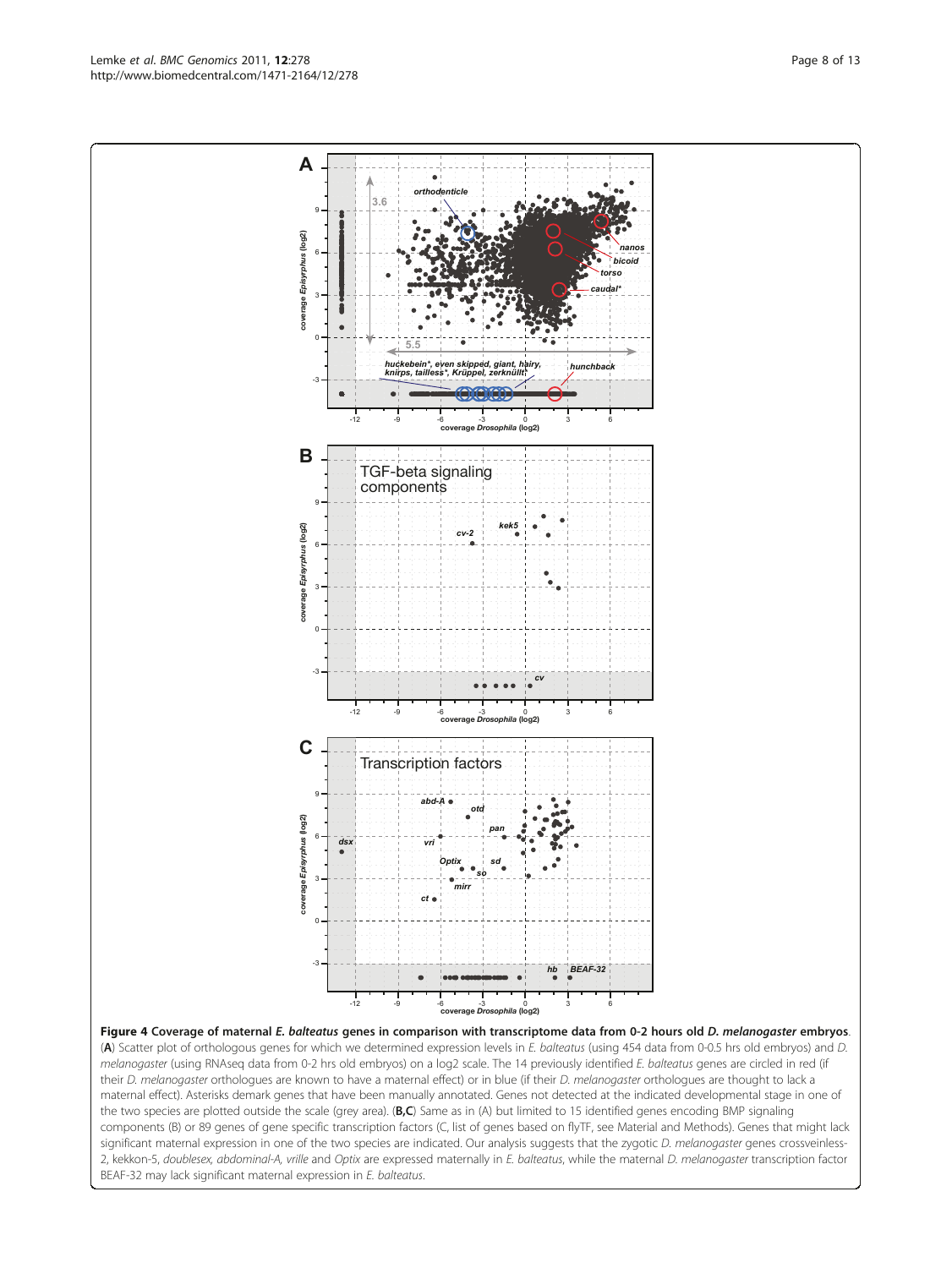A

3.6

orthodenticle

nanos

bicoid

torso

caudal*

5.5

huckebein*, even skipped, giant, hairy, knirps, tailless*, Krüppel, zerknüllt

hunchback

coverage Episyrphus (log2)

coverage Drosophila (log2)

B

TGF-beta signaling components

cv-2

kek5

cv

coverage Episyrphus (log2)

coverage Drosophila (log2)

C

Transcription factors

abd-A

otd

pan

dsx

vri

Optix

sd

so

mirr

ct

hb

BEAF-32

coverage Episyrphus (log2)

coverage Drosophila (log2)

**Figure 4 Coverage of maternal *E. balteatus* genes in comparison with transcriptome data from 0-2 hours old *D. melanogaster* embryos**. (**A**) Scatter plot of orthologous genes for which we determined expression levels in *E. balteatus* (using 454 data from 0-0.5 hrs old embryos) and *D. melanogaster* (using RNAseq data from 0-2 hrs old embryos) on a log2 scale. The 14 previously identified *E. balteatus* genes are circled in red (if their *D. melanogaster* orthologues are known to have a maternal effect) or in blue (if their *D. melanogaster* orthologues are thought to lack a maternal effect). Asterisks demark genes that have been manually annotated. Genes not detected at the indicated developmental stage in one of the two species are plotted outside the scale (grey area). (**B,C**) Same as in (A) but limited to 15 identified genes encoding BMP signaling components (B) or 89 genes of gene specific transcription factors (C, list of genes based on flyTF, see Material and Methods). Genes that might lack significant maternal expression in one of the two species are indicated. Our analysis suggests that the zygotic *D. melanogaster* genes crossveinless-2, kekkon-5, *doublesex*, *abdominal-A*, *vrille* and *Optix* are expressed maternally in *E. balteatus*, while the maternal *D. melanogaster* transcription factor BEAF-32 may lack significant maternal expression in *E. balteatus*.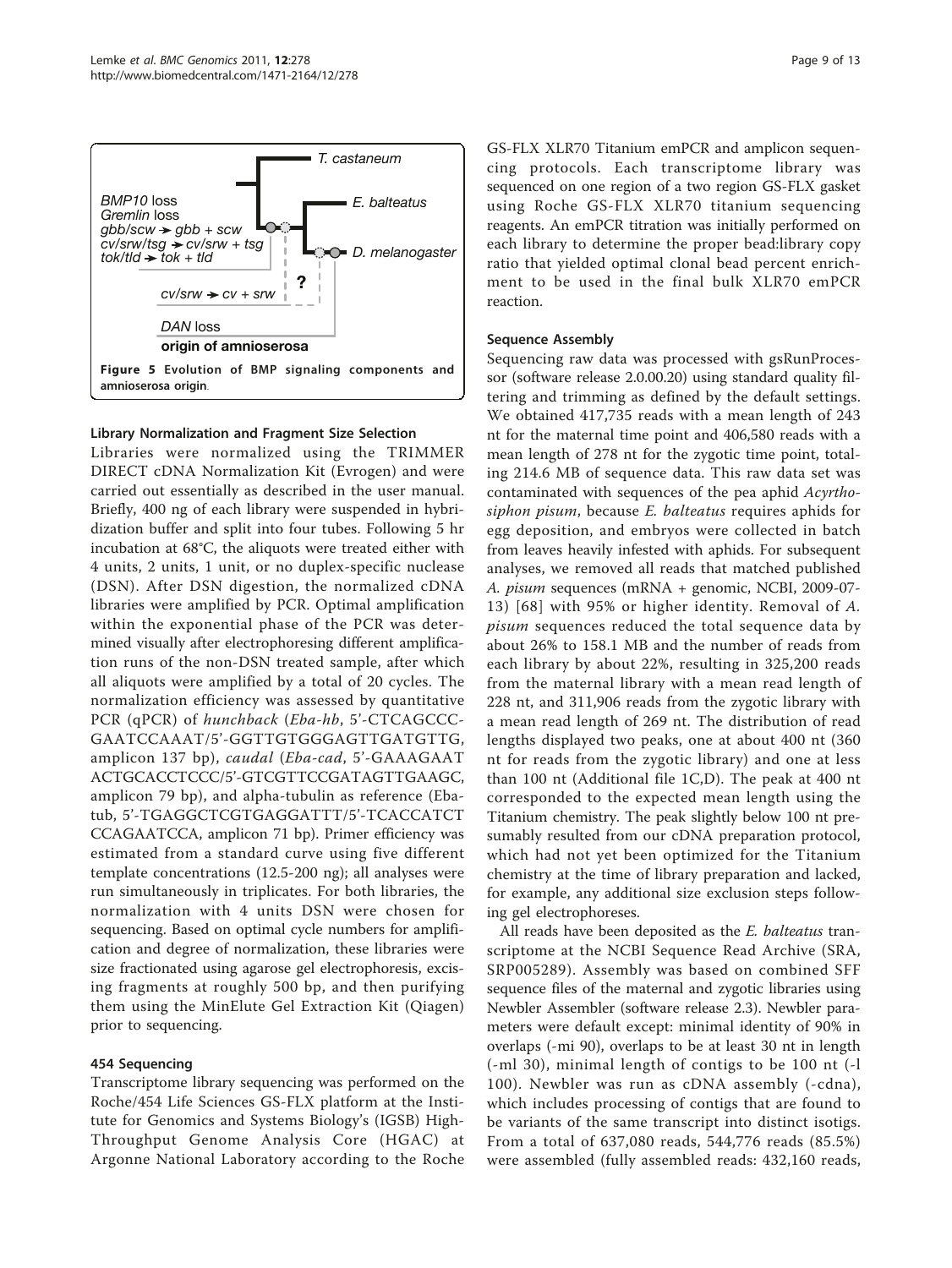T. castaneum

E. balteatus

D. melanogaster

BMP10 loss

Gremlin loss

gbb/scw → gbb + scw

cv/srw/tsg → cv/srw + tsg

tok/tld → tok + tld

?

cv/srw → cv + srw

DAN loss

**origin of amnioserosa**

**Figure 5 Evolution of BMP signaling components and amnioserosa origin**.

### Library Normalization and Fragment Size Selection

Libraries were normalized using the TRIMMER DIRECT cDNA Normalization Kit (Evrogen) and were carried out essentially as described in the user manual. Briefly, 400 ng of each library were suspended in hybridization buffer and split into four tubes. Following 5 hr incubation at 68°C, the aliquots were treated either with 4 units, 2 units, 1 unit, or no duplex-specific nuclease (DSN). After DSN digestion, the normalized cDNA libraries were amplified by PCR. Optimal amplification within the exponential phase of the PCR was determined visually after electrophoresing different amplification runs of the non-DSN treated sample, after which all aliquots were amplified by a total of 20 cycles. The normalization efficiency was assessed by quantitative PCR (qPCR) of *hunchback* (*Eba-hb*, 5'-CTCAGCCC-GAATCCAAAT/5'-GGTTGTGGGAGTTGATGTTG, amplicon 137 bp), *caudal* (*Eba-cad*, 5'-GAAAGAAT ACTGCACCTCCC/5'-GTCGTTCCGATAGTTGAAGC, amplicon 79 bp), and alpha-tubulin as reference (Eba-tub, 5'-TGAGGCTCGTGAGGATTT/5'-TCACCATCT CCAGAATCCA, amplicon 71 bp). Primer efficiency was estimated from a standard curve using five different template concentrations (12.5-200 ng); all analyses were run simultaneously in triplicates. For both libraries, the normalization with 4 units DSN were chosen for sequencing. Based on optimal cycle numbers for amplification and degree of normalization, these libraries were size fractionated using agarose gel electrophoresis, excising fragments at roughly 500 bp, and then purifying them using the MinElute Gel Extraction Kit (Qiagen) prior to sequencing.

### 454 Sequencing

Transcriptome library sequencing was performed on the Roche/454 Life Sciences GS-FLX platform at the Institute for Genomics and Systems Biology's (IGSB) High-Throughput Genome Analysis Core (HGAC) at Argonne National Laboratory according to the Roche GS-FLX XLR70 Titanium emPCR and amplicon sequencing protocols. Each transcriptome library was sequenced on one region of a two region GS-FLX gasket using Roche GS-FLX XLR70 titanium sequencing reagents. An emPCR titration was initially performed on each library to determine the proper bead:library copy ratio that yielded optimal clonal bead percent enrichment to be used in the final bulk XLR70 emPCR reaction.

### Sequence Assembly

Sequencing raw data was processed with gsRunProcessor (software release 2.0.00.20) using standard quality filtering and trimming as defined by the default settings. We obtained 417,735 reads with a mean length of 243 nt for the maternal time point and 406,580 reads with a mean length of 278 nt for the zygotic time point, totaling 214.6 MB of sequence data. This raw data set was contaminated with sequences of the pea aphid *Acyrthosiphon pisum*, because *E. balteatus* requires aphids for egg deposition, and embryos were collected in batch from leaves heavily infested with aphids. For subsequent analyses, we removed all reads that matched published *A. pisum* sequences (mRNA + genomic, NCBI, 2009-07-13) [68] with 95% or higher identity. Removal of *A. pisum* sequences reduced the total sequence data by about 26% to 158.1 MB and the number of reads from each library by about 22%, resulting in 325,200 reads from the maternal library with a mean read length of 228 nt, and 311,906 reads from the zygotic library with a mean read length of 269 nt. The distribution of read lengths displayed two peaks, one at about 400 nt (360 nt for reads from the zygotic library) and one at less than 100 nt (Additional file 1C,D). The peak at 400 nt corresponded to the expected mean length using the Titanium chemistry. The peak slightly below 100 nt presumably resulted from our cDNA preparation protocol, which had not yet been optimized for the Titanium chemistry at the time of library preparation and lacked, for example, any additional size exclusion steps following gel electrophoreses.

All reads have been deposited as the *E. balteatus* transcriptome at the NCBI Sequence Read Archive (SRA, SRP005289). Assembly was based on combined SFF sequence files of the maternal and zygotic libraries using Newbler Assembler (software release 2.3). Newbler parameters were default except: minimal identity of 90% in overlaps (-mi 90), overlaps to be at least 30 nt in length (-ml 30), minimal length of contigs to be 100 nt (-l 100). Newbler was run as cDNA assembly (-cdna), which includes processing of contigs that are found to be variants of the same transcript into distinct isotigs. From a total of 637,080 reads, 544,776 reads (85.5%) were assembled (fully assembled reads: 432,160 reads,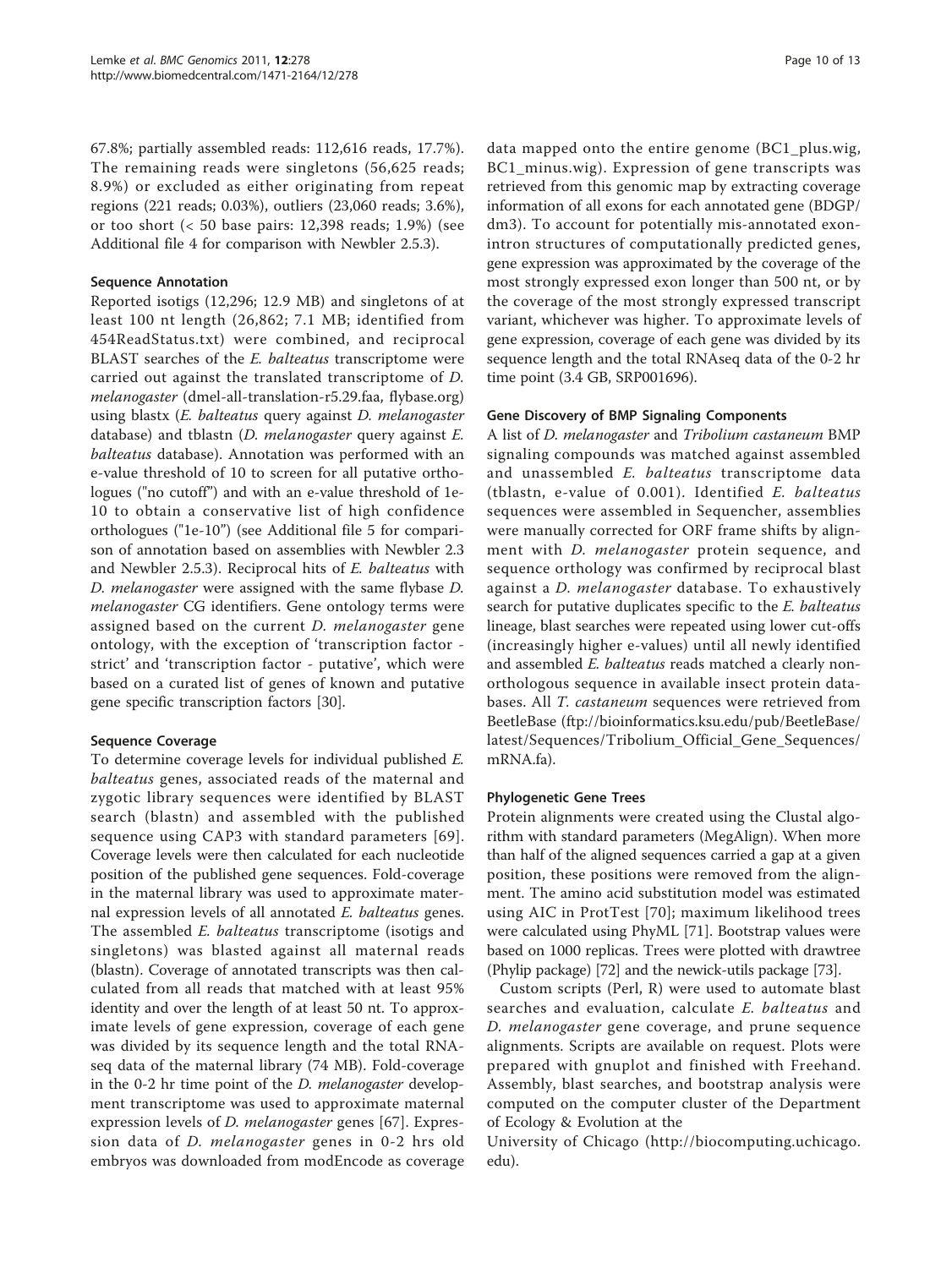67.8%; partially assembled reads: 112,616 reads, 17.7%). The remaining reads were singletons (56,625 reads; 8.9%) or excluded as either originating from repeat regions (221 reads; 0.03%), outliers (23,060 reads; 3.6%), or too short (< 50 base pairs: 12,398 reads; 1.9%) (see Additional file 4 for comparison with Newbler 2.5.3).

### Sequence Annotation

Reported isotigs (12,296; 12.9 MB) and singletons of at least 100 nt length (26,862; 7.1 MB; identified from 454ReadStatus.txt) were combined, and reciprocal BLAST searches of the *E. balteatus* transcriptome were carried out against the translated transcriptome of *D. melanogaster* (dmel-all-translation-r5.29.faa, flybase.org) using blastx (*E. balteatus* query against *D. melanogaster* database) and tblastn (*D. melanogaster* query against *E. balteatus* database). Annotation was performed with an e-value threshold of 10 to screen for all putative orthologues ("no cutoff") and with an e-value threshold of 1e-10 to obtain a conservative list of high confidence orthologues ("1e-10") (see Additional file 5 for comparison of annotation based on assemblies with Newbler 2.3 and Newbler 2.5.3). Reciprocal hits of *E. balteatus* with *D. melanogaster* were assigned with the same flybase *D. melanogaster* CG identifiers. Gene ontology terms were assigned based on the current *D. melanogaster* gene ontology, with the exception of 'transcription factor - strict' and 'transcription factor - putative', which were based on a curated list of genes of known and putative gene specific transcription factors [30].

### Sequence Coverage

To determine coverage levels for individual published *E. balteatus* genes, associated reads of the maternal and zygotic library sequences were identified by BLAST search (blastn) and assembled with the published sequence using CAP3 with standard parameters [69]. Coverage levels were then calculated for each nucleotide position of the published gene sequences. Fold-coverage in the maternal library was used to approximate maternal expression levels of all annotated *E. balteatus* genes. The assembled *E. balteatus* transcriptome (isotigs and singletons) was blasted against all maternal reads (blastn). Coverage of annotated transcripts was then calculated from all reads that matched with at least 95% identity and over the length of at least 50 nt. To approximate levels of gene expression, coverage of each gene was divided by its sequence length and the total RNA-seq data of the maternal library (74 MB). Fold-coverage in the 0-2 hr time point of the *D. melanogaster* development transcriptome was used to approximate maternal expression levels of *D. melanogaster* genes [67]. Expression data of *D. melanogaster* genes in 0-2 hrs old embryos was downloaded from modEncode as coverage data mapped onto the entire genome (BC1_plus.wig, BC1_minus.wig). Expression of gene transcripts was retrieved from this genomic map by extracting coverage information of all exons for each annotated gene (BDGP/dm3). To account for potentially mis-annotated exon-intron structures of computationally predicted genes, gene expression was approximated by the coverage of the most strongly expressed exon longer than 500 nt, or by the coverage of the most strongly expressed transcript variant, whichever was higher. To approximate levels of gene expression, coverage of each gene was divided by its sequence length and the total RNAseq data of the 0-2 hr time point (3.4 GB, SRP001696).

### Gene Discovery of BMP Signaling Components

A list of *D. melanogaster* and *Tribolium castaneum* BMP signaling compounds was matched against assembled and unassembled *E. balteatus* transcriptome data (tblastn, e-value of 0.001). Identified *E. balteatus* sequences were assembled in Sequencher, assemblies were manually corrected for ORF frame shifts by alignment with *D. melanogaster* protein sequence, and sequence orthology was confirmed by reciprocal blast against a *D. melanogaster* database. To exhaustively search for putative duplicates specific to the *E. balteatus* lineage, blast searches were repeated using lower cut-offs (increasingly higher e-values) until all newly identified and assembled *E. balteatus* reads matched a clearly non-orthologous sequence in available insect protein databases. All *T. castaneum* sequences were retrieved from BeetleBase (ftp://bioinformatics.ksu.edu/pub/BeetleBase/latest/Sequences/Tribolium_Official_Gene_Sequences/mRNA.fa).

### Phylogenetic Gene Trees

Protein alignments were created using the Clustal algorithm with standard parameters (MegAlign). When more than half of the aligned sequences carried a gap at a given position, these positions were removed from the alignment. The amino acid substitution model was estimated using AIC in ProtTest [70]; maximum likelihood trees were calculated using PhyML [71]. Bootstrap values were based on 1000 replicas. Trees were plotted with drawtree (Phylip package) [72] and the newick-utils package [73].

Custom scripts (Perl, R) were used to automate blast searches and evaluation, calculate *E. balteatus* and *D. melanogaster* gene coverage, and prune sequence alignments. Scripts are available on request. Plots were prepared with gnuplot and finished with Freehand. Assembly, blast searches, and bootstrap analysis were computed on the computer cluster of the Department of Ecology & Evolution at the University of Chicago (http://biocomputing.uchicago.edu).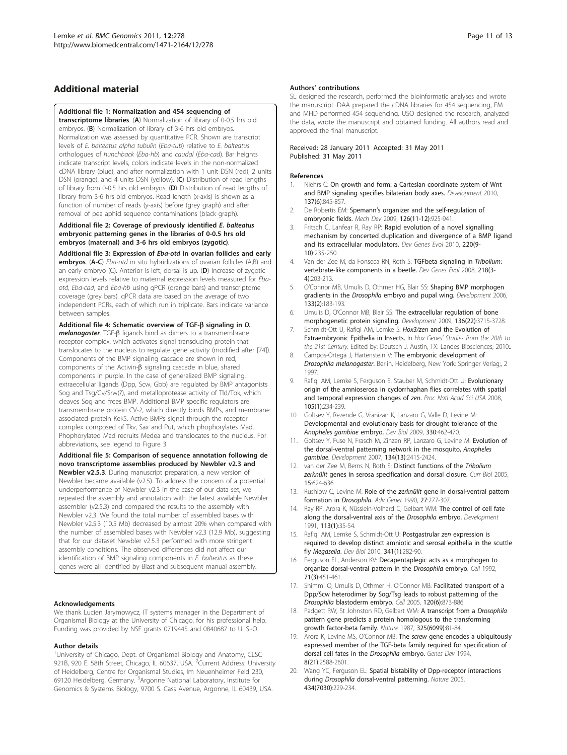## Additional material

**Additional file 1: Normalization and 454 sequencing of transcriptome libraries**. (**A**) Normalization of library of 0-0.5 hrs old embryos. (**B**) Normalization of library of 3-6 hrs old embryos. Normalization was assessed by quantitative PCR. Shown are transcript levels of *E. balteatus alpha tubulin* (*Eba-tub*) relative to *E. balteatus* orthologues of *hunchback* (*Eba-hb*) and *caudal* (*Eba-cad*). Bar heights indicate transcript levels, colors indicate levels in the non-normalized cDNA library (blue), and after normalization with 1 unit DSN (red), 2 units DSN (orange), and 4 units DSN (yellow). (**C**) Distribution of read lengths of library from 0-0.5 hrs old embryos. (**D**) Distribution of read lengths of library from 3-6 hrs old embryos. Read length (x-axis) is shown as a function of number of reads (y-axis) before (grey graph) and after removal of pea aphid sequence contaminations (black graph).

**Additional file 2: Coverage of previously identified *E. balteatus* embryonic patterning genes in the libraries of 0-0.5 hrs old embryos (maternal) and 3-6 hrs old embryos (zygotic)**.

**Additional file 3: Expression of *Eba-otd* in ovarian follicles and early embryos**. (**A-C**) *Eba-otd* in situ hybridizations of ovarian follicles (A,B) and an early embryo (C). Anterior is left, dorsal is up. (**D**) Increase of zygotic expression levels relative to maternal expression levels measured for *Eba-otd*, *Eba-cad*, and *Eba-hb* using qPCR (orange bars) and transcriptome coverage (grey bars). qPCR data are based on the average of two independent PCRs, each of which run in triplicate. Bars indicate variance between samples.

**Additional file 4: Schematic overview of TGF-β signaling in *D. melanogaster***. TGF-β ligands bind as dimers to a transmembrane receptor complex, which activates signal transducing protein that translocates to the nucleus to regulate gene activity (modified after [74]). Components of the BMP signaling cascade are shown in red, components of the Activin-β signaling cascade in blue, shared components in purple. In the case of generalized BMP signaling, extraecellular ligands (Dpp, Scw, Gbb) are regulated by BMP antagonists Sog and Tsg/Cv/Srw(?), and metalloprotease activity of Tld/Tok, which cleaves Sog and frees BMP. Additional BMP specific regulators are transmembrane protein CV-2, which directly binds BMPs, and membrane associated protein Kek5. Active BMPs signal through the receptor complex composed of Tkv, Sax and Put, which phophorylates Mad. Phophorylated Mad recruits Medea and translocates to the nucleus. For abbreviations, see legend to Figure 3.

**Additional file 5: Comparison of sequence annotation following de novo transcriptome assemblies produced by Newbler v2.3 and Newbler v2.5.3**. During manuscript preparation, a new version of Newbler became available (v2.5). To address the concern of a potential underperformance of Newbler v2.3 in the case of our data set, we repeated the assembly and annotation with the latest available Newbler assembler (v2.5.3) and compared the results to the assembly with Newbler v2.3. We found the total number of assembled bases with Newbler v2.5.3 (10.5 Mb) decreased by almost 20% when compared with the number of assembled bases with Newbler v2.3 (12.9 Mb), suggesting that for our dataset Newbler v2.5.3 performed with more stringent assembly conditions. The observed differences did not affect our identification of BMP signaling components in *E. balteatus* as these genes were all identified by Blast and subsequent manual assembly.

#### Acknowledgements

We thank Lucien Jarymowycz, IT systems manager in the Department of Organismal Biology at the University of Chicago, for his professional help. Funding was provided by NSF grants 0719445 and 0840687 to U. S.-O.

#### Author details

[1]University of Chicago, Dept. of Organismal Biology and Anatomy, CLSC 921B, 920 E. 58th Street, Chicago, IL 60637, USA. [2]Current Address: University of Heidelberg, Centre for Organismal Studies, Im Neuenheimer Feld 230, 69120 Heidelberg, Germany. [3]Argonne National Laboratory, Institute for Genomics & Systems Biology, 9700 S. Cass Avenue, Argonne, IL 60439, USA.

#### Authors' contributions

SL designed the research, performed the bioinformatic analyses and wrote the manuscript. DAA prepared the cDNA libraries for 454 sequencing, FM and MHD performed 454 sequencing. USO designed the research, analyzed the data, wrote the manuscript and obtained funding. All authors read and approved the final manuscript.

Received: 28 January 2011 Accepted: 31 May 2011
Published: 31 May 2011

#### References

1. Niehrs C: **On growth and form: a Cartesian coordinate system of Wnt and BMP signaling specifies bilaterian body axes.** *Development* 2010, **137(6)**:845-857.
2. De Robertis EM: **Spemann's organizer and the self-regulation of embryonic fields.** *Mech Dev* 2009, **126(11-12)**:925-941.
3. Fritsch C, Lanfear R, Ray RP: **Rapid evolution of a novel signalling mechanism by concerted duplication and divergence of a BMP ligand and its extracellular modulators.** *Dev Genes Evol* 2010, **220(9-10)**:235-250.
4. Van der Zee M, da Fonseca RN, Roth S: **TGFbeta signaling in *Tribolium*: vertebrate-like components in a beetle.** *Dev Genes Evol* 2008, **218(3-4)**:203-213.
5. O'Connor MB, Umulis D, Othmer HG, Blair SS: **Shaping BMP morphogen gradients in the *Drosophila* embryo and pupal wing.** *Development* 2006, **133(2)**:183-193.
6. Umulis D, O'Connor MB, Blair SS: **The extracellular regulation of bone morphogenetic protein signaling.** *Development* 2009, **136(22)**:3715-3728.
7. Schmidt-Ott U, Rafiqi AM, Lemke S: ***Hox3/zen* and the Evolution of Extraembryonic Epithelia in Insects.** In *Hox Genes' Studies from the 20th to the 21st Century.* Edited by: Deutsch J. Austin, TX: Landes Biosciences; 2010:.
8. Campos-Ortega J, Hartenstein V: **The embryonic development of *Drosophila melanogaster*.** Berlin, Heidelberg, New York: Springer Verlag;, 2 1997.
9. Rafiqi AM, Lemke S, Ferguson S, Stauber M, Schmidt-Ott U: **Evolutionary origin of the amnioserosa in cyclorrhaphan flies correlates with spatial and temporal expression changes of *zen*.** *Proc Natl Acad Sci USA* 2008, **105(1)**:234-239.
10. Goltsev Y, Rezende G, Vranizan K, Lanzaro G, Valle D, Levine M: **Developmental and evolutionary basis for drought tolerance of the *Anopheles gambiae* embryo.** *Dev Biol* 2009, **330**:462-470.
11. Goltsev Y, Fuse N, Frasch M, Zinzen RP, Lanzaro G, Levine M: **Evolution of the dorsal-ventral patterning network in the mosquito, *Anopheles gambiae*.** *Development* 2007, **134(13)**:2415-2424.
12. van der Zee M, Berns N, Roth S: **Distinct functions of the *Tribolium zerknüllt* genes in serosa specification and dorsal closure.** *Curr Biol* 2005, **15**:624-636.
13. Rushlow C, Levine M: **Role of the *zerknüllt* gene in dorsal-ventral pattern formation in *Drosophila*.** *Adv Genet* 1990, **27**:277-307.
14. Ray RP, Arora K, Nüsslein-Volhard C, Gelbart WM: **The control of cell fate along the dorsal-ventral axis of the *Drosophila* embryo.** *Development* 1991, **113(1)**:35-54.
15. Rafiqi AM, Lemke S, Schmidt-Ott U: **Postgastrular *zen* expression is required to develop distinct amniotic and serosal epithelia in the scuttle fly *Megaselia*.** *Dev Biol* 2010, **341(1)**:282-90.
16. Ferguson EL, Anderson KV: **Decapentaplegic acts as a morphogen to organize dorsal-ventral pattern in the *Drosophila* embryo.** *Cell* 1992, **71(3)**:451-461.
17. Shimmi O, Umulis D, Othmer H, O'Connor MB: **Facilitated transport of a Dpp/Scw heterodimer by Sog/Tsg leads to robust patterning of the *Drosophila* blastoderm embryo.** *Cell* 2005, **120(6)**:873-886.
18. Padgett RW, St Johnston RD, Gelbart WM: **A transcript from a *Drosophila* pattern gene predicts a protein homologous to the transforming growth factor-beta family.** *Nature* 1987, **325(6099)**:81-84.
19. Arora K, Levine MS, O'Connor MB: **The *screw* gene encodes a ubiquitously expressed member of the TGF-beta family required for specification of dorsal cell fates in the *Drosophila* embryo.** *Genes Dev* 1994, **8(21)**:2588-2601.
20. Wang YC, Ferguson EL: **Spatial bistability of Dpp-receptor interactions during *Drosophila* dorsal-ventral patterning.** *Nature* 2005, **434(7030)**:229-234.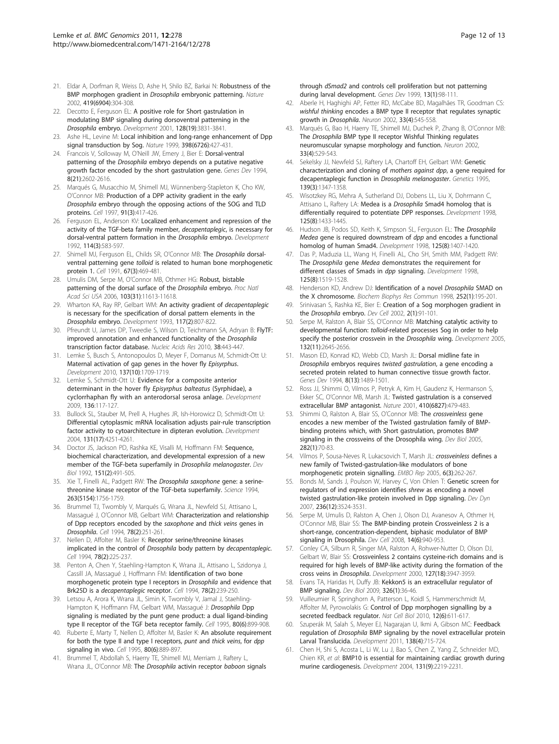21. Eldar A, Dorfman R, Weiss D, Ashe H, Shilo BZ, Barkai N: Robustness of the BMP morphogen gradient in *Drosophila* embryonic patterning. *Nature* 2002, 419(6904):304-308.
22. Decotto E, Ferguson EL: A positive role for Short gastrulation in modulating BMP signaling during dorsoventral patterning in the *Drosophila* embryo. *Development* 2001, 128(19):3831-3841.
23. Ashe HL, Levine M: Local inhibition and long-range enhancement of Dpp signal transduction by Sog. *Nature* 1999, 398(6726):427-431.
24. Francois V, Solloway M, O'Neill JW, Emery J, Bier E: Dorsal-ventral patterning of the *Drosophila* embryo depends on a putative negative growth factor encoded by the short gastrulation gene. *Genes Dev* 1994, 8(21):2602-2616.
25. Marqués G, Musacchio M, Shimell MJ, Wünnenberg-Stapleton K, Cho KW, O'Connor MB: Production of a DPP activity gradient in the early *Drosophila* embryo through the opposing actions of the SOG and TLD proteins. *Cell* 1997, 91(3):417-426.
26. Ferguson EL, Anderson KV: Localized enhancement and repression of the activity of the TGF-beta family member, *decapentaplegic*, is necessary for dorsal-ventral pattern formation in the *Drosophila* embryo. *Development* 1992, 114(3):583-597.
27. Shimell MJ, Ferguson EL, Childs SR, O'Connor MB: The *Drosophila* dorsal-ventral patterning gene *tolloid* is related to human bone morphogenetic protein 1. *Cell* 1991, 67(3):469-481.
28. Umulis DM, Serpe M, O'Connor MB, Othmer HG: Robust, bistable patterning of the dorsal surface of the *Drosophila* embryo. *Proc Natl Acad Sci USA* 2006, 103(31):11613-11618.
29. Wharton KA, Ray RP, Gelbart WM: An activity gradient of *decapentaplegic* is necessary for the specification of dorsal pattern elements in the *Drosophila* embryo. *Development* 1993, 117(2):807-822.
30. Pfreundt U, James DP, Tweedie S, Wilson D, Teichmann SA, Adryan B: FlyTF: improved annotation and enhanced functionality of the *Drosophila* transcription factor database. *Nucleic Acids Res* 2010, 38:443-447.
31. Lemke S, Busch S, Antonopoulos D, Meyer F, Domanus M, Schmidt-Ott U: Maternal activation of gap genes in the hover fly *Episyrphus*. *Development* 2010, 137(10):1709-1719.
32. Lemke S, Schmidt-Ott U: Evidence for a composite anterior determinant in the hover fly *Episyrphus balteatus* (Syrphidae), a cyclorrhaphan fly with an anterodorsal serosa anlage. *Development* 2009, 136:117-127.
33. Bullock SL, Stauber M, Prell A, Hughes JR, Ish-Horowicz D, Schmidt-Ott U: Differential cytoplasmic mRNA localisation adjusts pair-rule transcription factor activity to cytoarchitecture in dipteran evolution. *Development* 2004, 131(17):4251-4261.
34. Doctor JS, Jackson PD, Rashka KE, Visalli M, Hoffmann FM: Sequence, biochemical characterization, and developmental expression of a new member of the TGF-beta superfamily in *Drosophila melanogaster*. *Dev Biol* 1992, 151(2):491-505.
35. Xie T, Finelli AL, Padgett RW: The *Drosophila saxophone* gene: a serine-threonine kinase receptor of the TGF-beta superfamily. *Science* 1994, 263(5154):1756-1759.
36. Brummel TJ, Twombly V, Marqués G, Wrana JL, Newfeld SJ, Attisano L, Massagué J, O'Connor MB, Gelbart WM: Characterization and relationship of Dpp receptors encoded by the *saxophone* and *thick veins* genes in *Drosophila*. *Cell* 1994, 78(2):251-261.
37. Nellen D, Affolter M, Basler K: Receptor serine/threonine kinases implicated in the control of *Drosophila* body pattern by *decapentaplegic*. *Cell* 1994, 78(2):225-237.
38. Penton A, Chen Y, Staehling-Hampton K, Wrana JL, Attisano L, Szidonya J, Cassill JA, Massagué J, Hoffmann FM: Identification of two bone morphogenetic protein type I receptors in *Drosophila* and evidence that Brk25D is a *decapentaplegic* receptor. *Cell* 1994, 78(2):239-250.
39. Letsou A, Arora K, Wrana JL, Simin K, Twombly V, Jamal J, Staehling-Hampton K, Hoffmann FM, Gelbart WM, Massagué J: *Drosophila* Dpp signaling is mediated by the punt gene product: a dual ligand-binding type II receptor of the TGF beta receptor family. *Cell* 1995, 80(6):899-908.
40. Ruberte E, Marty T, Nellen D, Affolter M, Basler K: An absolute requirement for both the type II and type I receptors, *punt* and *thick veins*, for *dpp* signaling in vivo. *Cell* 1995, 80(6):889-897.
41. Brummel T, Abdollah S, Haerry TE, Shimell MJ, Merriam J, Raftery L, Wrana JL, O'Connor MB: The *Drosophila* activin receptor *baboon* signals through *dSmad2* and controls cell proliferation but not patterning during larval development. *Genes Dev* 1999, 13(1):98-111.
42. Aberle H, Haghighi AP, Fetter RD, McCabe BD, Magalhães TR, Goodman CS: *wishful thinking* encodes a BMP type II receptor that regulates synaptic growth in *Drosophila*. *Neuron* 2002, 33(4):545-558.
43. Marqués G, Bao H, Haerry TE, Shimell MJ, Duchek P, Zhang B, O'Connor MB: The *Drosophila* BMP type II receptor Wishful Thinking regulates neuromuscular synapse morphology and function. *Neuron* 2002, 33(4):529-543.
44. Sekelsky JJ, Newfeld SJ, Raftery LA, Chartoff EH, Gelbart WM: Genetic characterization and cloning of *mothers against dpp*, a gene required for decapentaplegic function in *Drosophila melanogaster*. *Genetics* 1995, 139(3):1347-1358.
45. Wisotzkey RG, Mehra A, Sutherland DJ, Dobens LL, Liu X, Dohrmann C, Attisano L, Raftery LA: Medea is a *Drosophila* Smad4 homolog that is differentially required to potentiate DPP responses. *Development* 1998, 125(8):1433-1445.
46. Hudson JB, Podos SD, Keith K, Simpson SL, Ferguson EL: The *Drosophila Medea* gene is required downstream of *dpp* and encodes a functional homolog of human Smad4. *Development* 1998, 125(8):1407-1420.
47. Das P, Maduzia LL, Wang H, Finelli AL, Cho SH, Smith MM, Padgett RW: The *Drosophila* gene *Medea* demonstrates the requirement for different classes of Smads in *dpp* signaling. *Development* 1998, 125(8):1519-1528.
48. Henderson KD, Andrew DJ: Identification of a novel *Drosophila* SMAD on the X chromosome. *Biochem Biophys Res Commun* 1998, 252(1):195-201.
49. Srinivasan S, Rashka KE, Bier E: Creation of a Sog morphogen gradient in the *Drosophila* embryo. *Dev Cell* 2002, 2(1):91-101.
50. Serpe M, Ralston A, Blair SS, O'Connor MB: Matching catalytic activity to developmental function: *tolloid*-related processes Sog in order to help specify the posterior crossvein in the *Drosophila* wing. *Development* 2005, 132(11):2645-2656.
51. Mason ED, Konrad KD, Webb CD, Marsh JL: Dorsal midline fate in *Drosophila* embryos requires *twisted gastrulation*, a gene encoding a secreted protein related to human connective tissue growth factor. *Genes Dev* 1994, 8(13):1489-1501.
52. Ross JJ, Shimmi O, Vilmos P, Petryk A, Kim H, Gaudenz K, Hermanson S, Ekker SC, O'Connor MB, Marsh JL: Twisted gastrulation is a conserved extracellular BMP antagonist. *Nature* 2001, 410(6827):479-483.
53. Shimmi O, Ralston A, Blair SS, O'Connor MB: The *crossveinless* gene encodes a new member of the Twisted gastrulation family of BMP-binding proteins which, with Short gastrulation, promotes BMP signaling in the crossveins of the Drosophila wing. *Dev Biol* 2005, 282(1):70-83.
54. Vilmos P, Sousa-Neves R, Lukacsovich T, Marsh JL: *crossveinless* defines a new family of Twisted-gastrulation-like modulators of bone morphogenetic protein signalling. *EMBO Rep* 2005, 6(3):262-267.
55. Bonds M, Sands J, Poulson W, Harvey C, Von Ohlen T: Genetic screen for regulators of ind expression identifies *shrew* as encoding a novel twisted gastrulation-like protein involved in Dpp signaling. *Dev Dyn* 2007, 236(12):3524-3531.
56. Serpe M, Umulis D, Ralston A, Chen J, Olson DJ, Avanesov A, Othmer H, O'Connor MB, Blair SS: The BMP-binding protein Crossveinless 2 is a short-range, concentration-dependent, biphasic modulator of BMP signaling in Drosophila. *Dev Cell* 2008, 14(6):940-953.
57. Conley CA, Silburn R, Singer MA, Ralston A, Rohwer-Nutter D, Olson DJ, Gelbart W, Blair SS: Crossveinless 2 contains cysteine-rich domains and is required for high levels of BMP-like activity during the formation of the cross veins in *Drosophila*. *Development* 2000, 127(18):3947-3959.
58. Evans TA, Haridas H, Duffy JB: Kekkon5 is an extracellular regulator of BMP signaling. *Dev Biol* 2009, 326(1):36-46.
59. Vuilleumier R, Springhorn A, Patterson L, Koidl S, Hammerschmidt M, Affolter M, Pyrowolakis G: Control of Dpp morphogen signalling by a secreted feedback regulator. *Nat Cell Biol* 2010, 12(6):611-617.
60. Szuperák M, Salah S, Meyer EJ, Nagarajan U, Ikmi A, Gibson MC: Feedback regulation of *Drosophila* BMP signaling by the novel extracellular protein Larval Translucida. *Development* 2011, 138(4):715-724.
61. Chen H, Shi S, Acosta L, Li W, Lu J, Bao S, Chen Z, Yang Z, Schneider MD, Chien KR, *et al*: BMP10 is essential for maintaining cardiac growth during murine cardiogenesis. *Development* 2004, 131(9):2219-2231.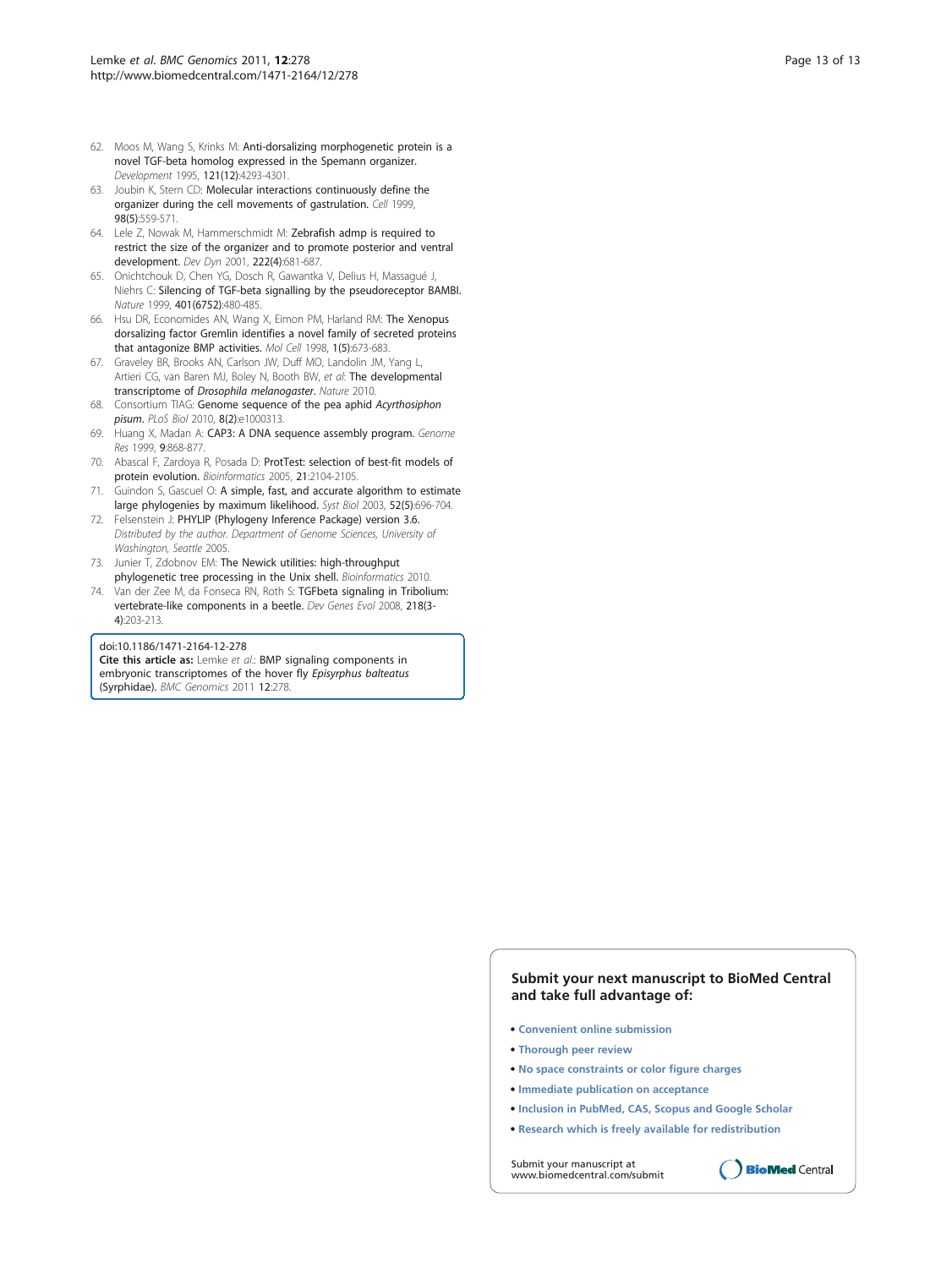62. Moos M, Wang S, Krinks M: **Anti-dorsalizing morphogenetic protein is a novel TGF-beta homolog expressed in the Spemann organizer.** *Development* 1995, **121(12)**:4293-4301.
63. Joubin K, Stern CD: **Molecular interactions continuously define the organizer during the cell movements of gastrulation.** *Cell* 1999, **98(5)**:559-571.
64. Lele Z, Nowak M, Hammerschmidt M: **Zebrafish admp is required to restrict the size of the organizer and to promote posterior and ventral development.** *Dev Dyn* 2001, **222(4)**:681-687.
65. Onichtchouk D, Chen YG, Dosch R, Gawantka V, Delius H, Massagué J, Niehrs C: **Silencing of TGF-beta signalling by the pseudoreceptor BAMBI.** *Nature* 1999, **401(6752)**:480-485.
66. Hsu DR, Economides AN, Wang X, Eimon PM, Harland RM: **The Xenopus dorsalizing factor Gremlin identifies a novel family of secreted proteins that antagonize BMP activities.** *Mol Cell* 1998, **1(5)**:673-683.
67. Graveley BR, Brooks AN, Carlson JW, Duff MO, Landolin JM, Yang L, Artieri CG, van Baren MJ, Boley N, Booth BW, *et al*: **The developmental transcriptome of *Drosophila melanogaster*.** *Nature* 2010.
68. Consortium TIAG: **Genome sequence of the pea aphid *Acyrthosiphon pisum*.** *PLoS Biol* 2010, **8(2)**:e1000313.
69. Huang X, Madan A: **CAP3: A DNA sequence assembly program.** *Genome Res* 1999, **9**:868-877.
70. Abascal F, Zardoya R, Posada D: **ProtTest: selection of best-fit models of protein evolution.** *Bioinformatics* 2005, **21**:2104-2105.
71. Guindon S, Gascuel O: **A simple, fast, and accurate algorithm to estimate large phylogenies by maximum likelihood.** *Syst Biol* 2003, **52(5)**:696-704.
72. Felsenstein J: **PHYLIP (Phylogeny Inference Package) version 3.6.** *Distributed by the author. Department of Genome Sciences, University of Washington, Seattle* 2005.
73. Junier T, Zdobnov EM: **The Newick utilities: high-throughput phylogenetic tree processing in the Unix shell.** *Bioinformatics* 2010.
74. Van der Zee M, da Fonseca RN, Roth S: **TGFbeta signaling in Tribolium: vertebrate-like components in a beetle.** *Dev Genes Evol* 2008, **218(3-4)**:203-213.

doi:10.1186/1471-2164-12-278
**Cite this article as:** Lemke *et al.*: BMP signaling components in embryonic transcriptomes of the hover fly *Episyrphus balteatus* (Syrphidae). *BMC Genomics* 2011 **12**:278.

**Submit your next manuscript to BioMed Central and take full advantage of:**

- **Convenient online submission**
- **Thorough peer review**
- **No space constraints or color figure charges**
- **Immediate publication on acceptance**
- **Inclusion in PubMed, CAS, Scopus and Google Scholar**
- **Research which is freely available for redistribution**

Submit your manuscript at
www.biomedcentral.com/submit

BioMed Central